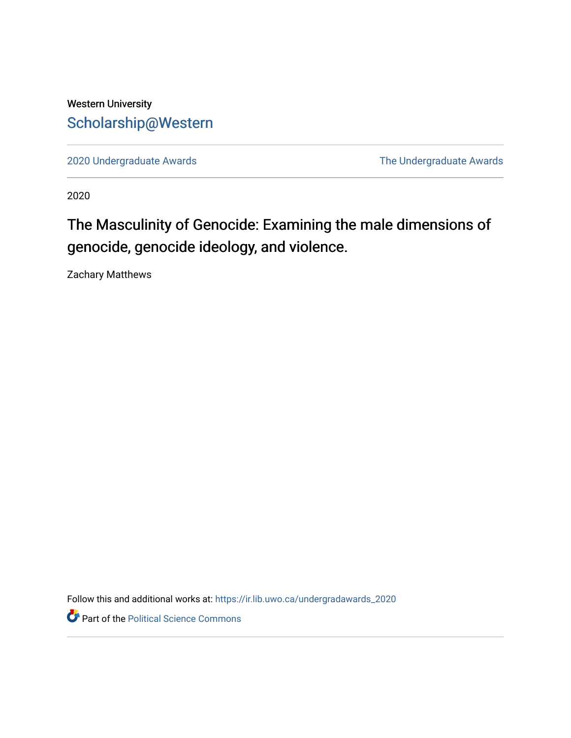Western University

Scholarship@Western

2020 Undergraduate Awards | The Undergraduate Awards

2020

# The Masculinity of Genocide: Examining the male dimensions of genocide, genocide ideology, and violence.

Zachary Matthews

Follow this and additional works at: https://ir.lib.uwo.ca/undergradawards_2020

Part of the Political Science Commons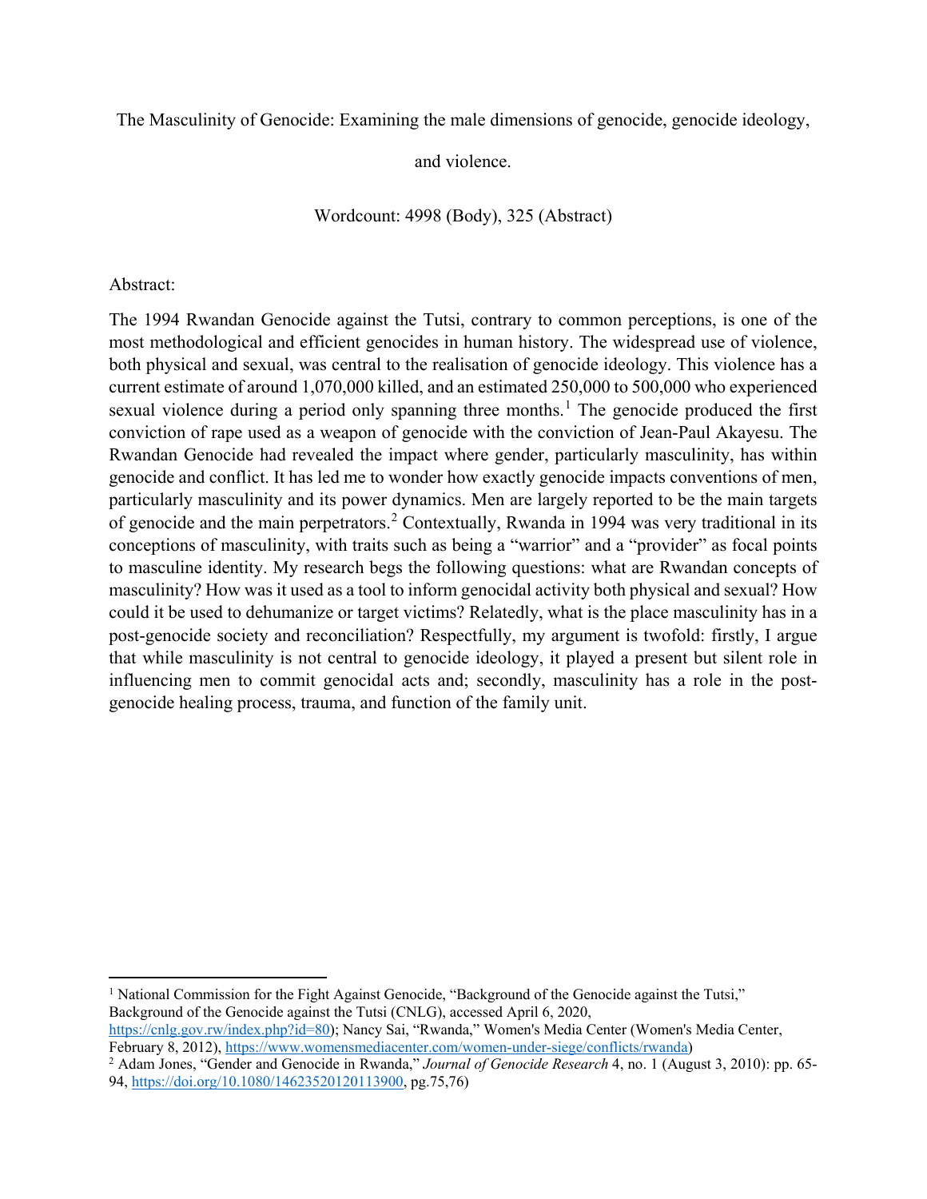The Masculinity of Genocide: Examining the male dimensions of genocide, genocide ideology, and violence.

Wordcount: 4998 (Body), 325 (Abstract)

Abstract:

The 1994 Rwandan Genocide against the Tutsi, contrary to common perceptions, is one of the most methodological and efficient genocides in human history. The widespread use of violence, both physical and sexual, was central to the realisation of genocide ideology. This violence has a current estimate of around 1,070,000 killed, and an estimated 250,000 to 500,000 who experienced sexual violence during a period only spanning three months.[1] The genocide produced the first conviction of rape used as a weapon of genocide with the conviction of Jean-Paul Akayesu. The Rwandan Genocide had revealed the impact where gender, particularly masculinity, has within genocide and conflict. It has led me to wonder how exactly genocide impacts conventions of men, particularly masculinity and its power dynamics. Men are largely reported to be the main targets of genocide and the main perpetrators.[2] Contextually, Rwanda in 1994 was very traditional in its conceptions of masculinity, with traits such as being a "warrior" and a "provider" as focal points to masculine identity. My research begs the following questions: what are Rwandan concepts of masculinity? How was it used as a tool to inform genocidal activity both physical and sexual? How could it be used to dehumanize or target victims? Relatedly, what is the place masculinity has in a post-genocide society and reconciliation? Respectfully, my argument is twofold: firstly, I argue that while masculinity is not central to genocide ideology, it played a present but silent role in influencing men to commit genocidal acts and; secondly, masculinity has a role in the post-genocide healing process, trauma, and function of the family unit.

---

[1] National Commission for the Fight Against Genocide, "Background of the Genocide against the Tutsi," Background of the Genocide against the Tutsi (CNLG), accessed April 6, 2020, https://cnlg.gov.rw/index.php?id=80); Nancy Sai, "Rwanda," Women's Media Center (Women's Media Center, February 8, 2012), https://www.womensmediacenter.com/women-under-siege/conflicts/rwanda)

[2] Adam Jones, "Gender and Genocide in Rwanda," *Journal of Genocide Research* 4, no. 1 (August 3, 2010): pp. 65-94, https://doi.org/10.1080/14623520120113900, pg.75,76)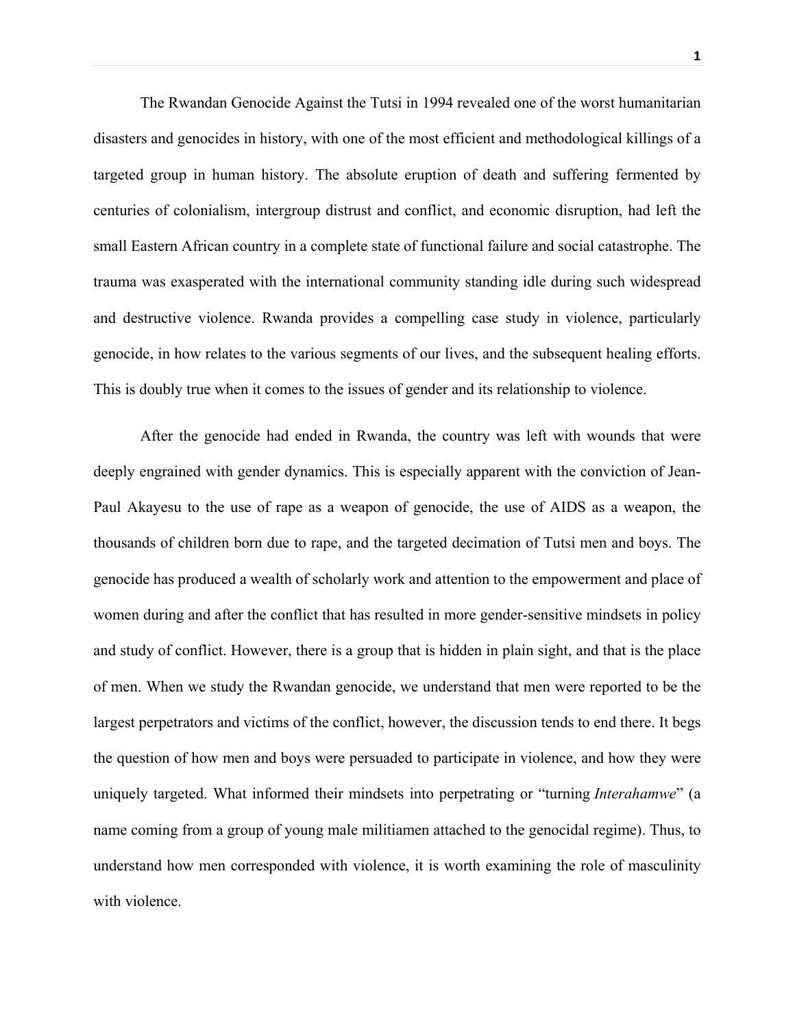The Rwandan Genocide Against the Tutsi in 1994 revealed one of the worst humanitarian disasters and genocides in history, with one of the most efficient and methodological killings of a targeted group in human history. The absolute eruption of death and suffering fermented by centuries of colonialism, intergroup distrust and conflict, and economic disruption, had left the small Eastern African country in a complete state of functional failure and social catastrophe. The trauma was exasperated with the international community standing idle during such widespread and destructive violence. Rwanda provides a compelling case study in violence, particularly genocide, in how relates to the various segments of our lives, and the subsequent healing efforts. This is doubly true when it comes to the issues of gender and its relationship to violence.

After the genocide had ended in Rwanda, the country was left with wounds that were deeply engrained with gender dynamics. This is especially apparent with the conviction of Jean-Paul Akayesu to the use of rape as a weapon of genocide, the use of AIDS as a weapon, the thousands of children born due to rape, and the targeted decimation of Tutsi men and boys. The genocide has produced a wealth of scholarly work and attention to the empowerment and place of women during and after the conflict that has resulted in more gender-sensitive mindsets in policy and study of conflict. However, there is a group that is hidden in plain sight, and that is the place of men. When we study the Rwandan genocide, we understand that men were reported to be the largest perpetrators and victims of the conflict, however, the discussion tends to end there. It begs the question of how men and boys were persuaded to participate in violence, and how they were uniquely targeted. What informed their mindsets into perpetrating or "turning *Interahamwe*" (a name coming from a group of young male militiamen attached to the genocidal regime). Thus, to understand how men corresponded with violence, it is worth examining the role of masculinity with violence.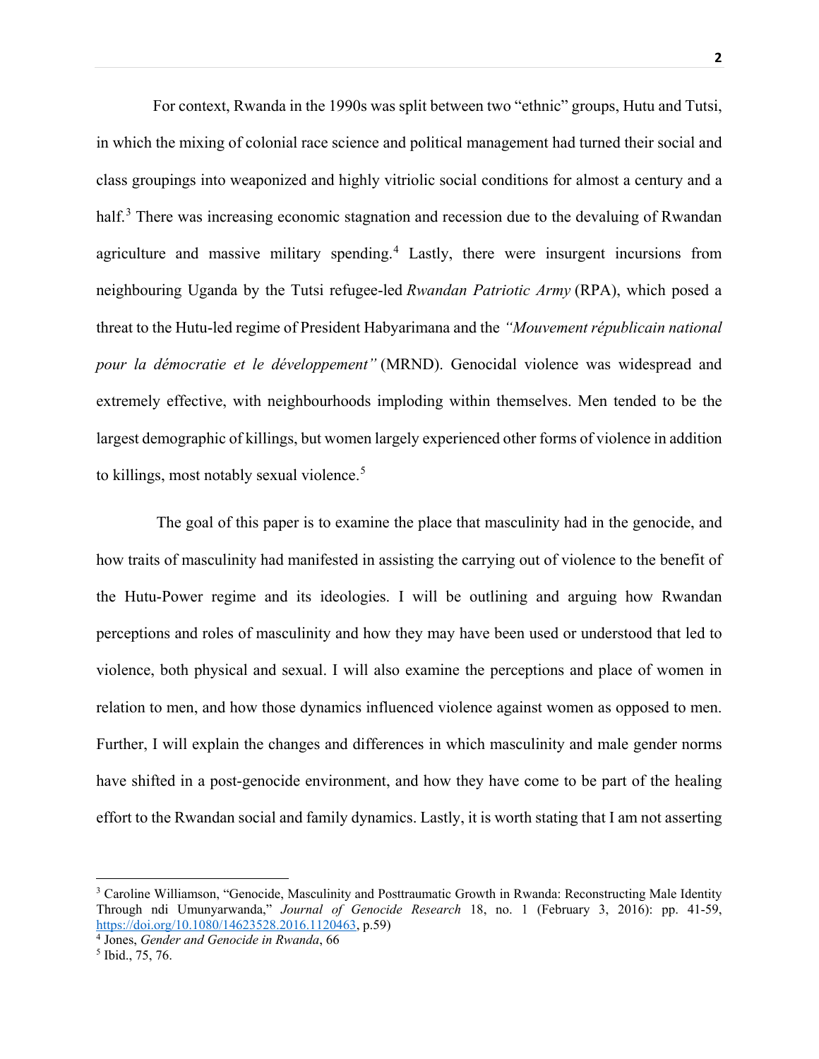For context, Rwanda in the 1990s was split between two "ethnic" groups, Hutu and Tutsi, in which the mixing of colonial race science and political management had turned their social and class groupings into weaponized and highly vitriolic social conditions for almost a century and a half.[3] There was increasing economic stagnation and recession due to the devaluing of Rwandan agriculture and massive military spending.[4] Lastly, there were insurgent incursions from neighbouring Uganda by the Tutsi refugee-led *Rwandan Patriotic Army* (RPA), which posed a threat to the Hutu-led regime of President Habyarimana and the *"Mouvement républicain national pour la démocratie et le développement"* (MRND). Genocidal violence was widespread and extremely effective, with neighbourhoods imploding within themselves. Men tended to be the largest demographic of killings, but women largely experienced other forms of violence in addition to killings, most notably sexual violence.[5]

The goal of this paper is to examine the place that masculinity had in the genocide, and how traits of masculinity had manifested in assisting the carrying out of violence to the benefit of the Hutu-Power regime and its ideologies. I will be outlining and arguing how Rwandan perceptions and roles of masculinity and how they may have been used or understood that led to violence, both physical and sexual. I will also examine the perceptions and place of women in relation to men, and how those dynamics influenced violence against women as opposed to men. Further, I will explain the changes and differences in which masculinity and male gender norms have shifted in a post-genocide environment, and how they have come to be part of the healing effort to the Rwandan social and family dynamics. Lastly, it is worth stating that I am not asserting

---

[3] Caroline Williamson, "Genocide, Masculinity and Posttraumatic Growth in Rwanda: Reconstructing Male Identity Through ndi Umunyarwanda," *Journal of Genocide Research* 18, no. 1 (February 3, 2016): pp. 41-59, https://doi.org/10.1080/14623528.2016.1120463, p.59)

[4] Jones, *Gender and Genocide in Rwanda*, 66

[5] Ibid., 75, 76.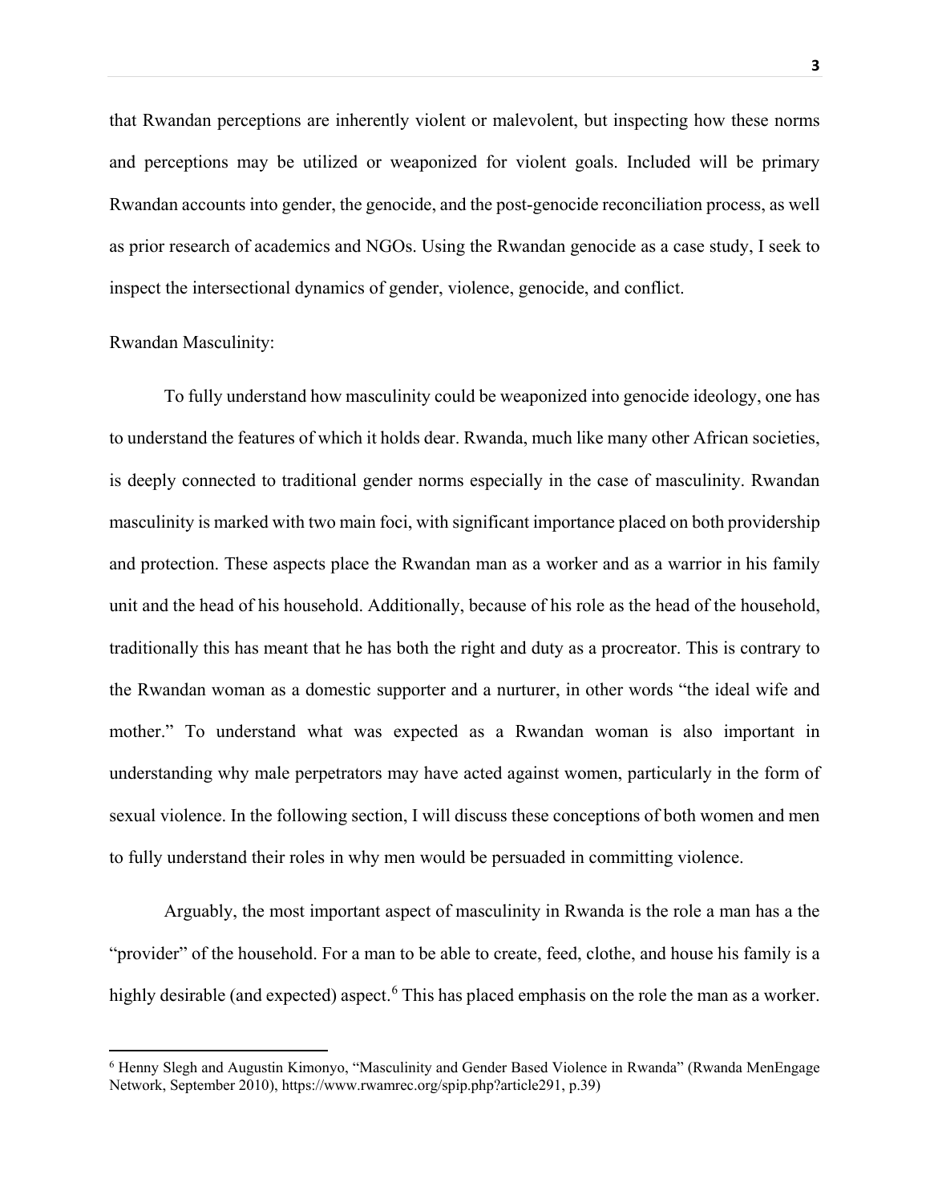that Rwandan perceptions are inherently violent or malevolent, but inspecting how these norms and perceptions may be utilized or weaponized for violent goals. Included will be primary Rwandan accounts into gender, the genocide, and the post-genocide reconciliation process, as well as prior research of academics and NGOs. Using the Rwandan genocide as a case study, I seek to inspect the intersectional dynamics of gender, violence, genocide, and conflict.

Rwandan Masculinity:

To fully understand how masculinity could be weaponized into genocide ideology, one has to understand the features of which it holds dear. Rwanda, much like many other African societies, is deeply connected to traditional gender norms especially in the case of masculinity. Rwandan masculinity is marked with two main foci, with significant importance placed on both providership and protection. These aspects place the Rwandan man as a worker and as a warrior in his family unit and the head of his household. Additionally, because of his role as the head of the household, traditionally this has meant that he has both the right and duty as a procreator. This is contrary to the Rwandan woman as a domestic supporter and a nurturer, in other words "the ideal wife and mother." To understand what was expected as a Rwandan woman is also important in understanding why male perpetrators may have acted against women, particularly in the form of sexual violence. In the following section, I will discuss these conceptions of both women and men to fully understand their roles in why men would be persuaded in committing violence.

Arguably, the most important aspect of masculinity in Rwanda is the role a man has a the "provider" of the household. For a man to be able to create, feed, clothe, and house his family is a highly desirable (and expected) aspect.[6] This has placed emphasis on the role the man as a worker.

---

[6] Henny Slegh and Augustin Kimonyo, "Masculinity and Gender Based Violence in Rwanda" (Rwanda MenEngage Network, September 2010), https://www.rwamrec.org/spip.php?article291, p.39)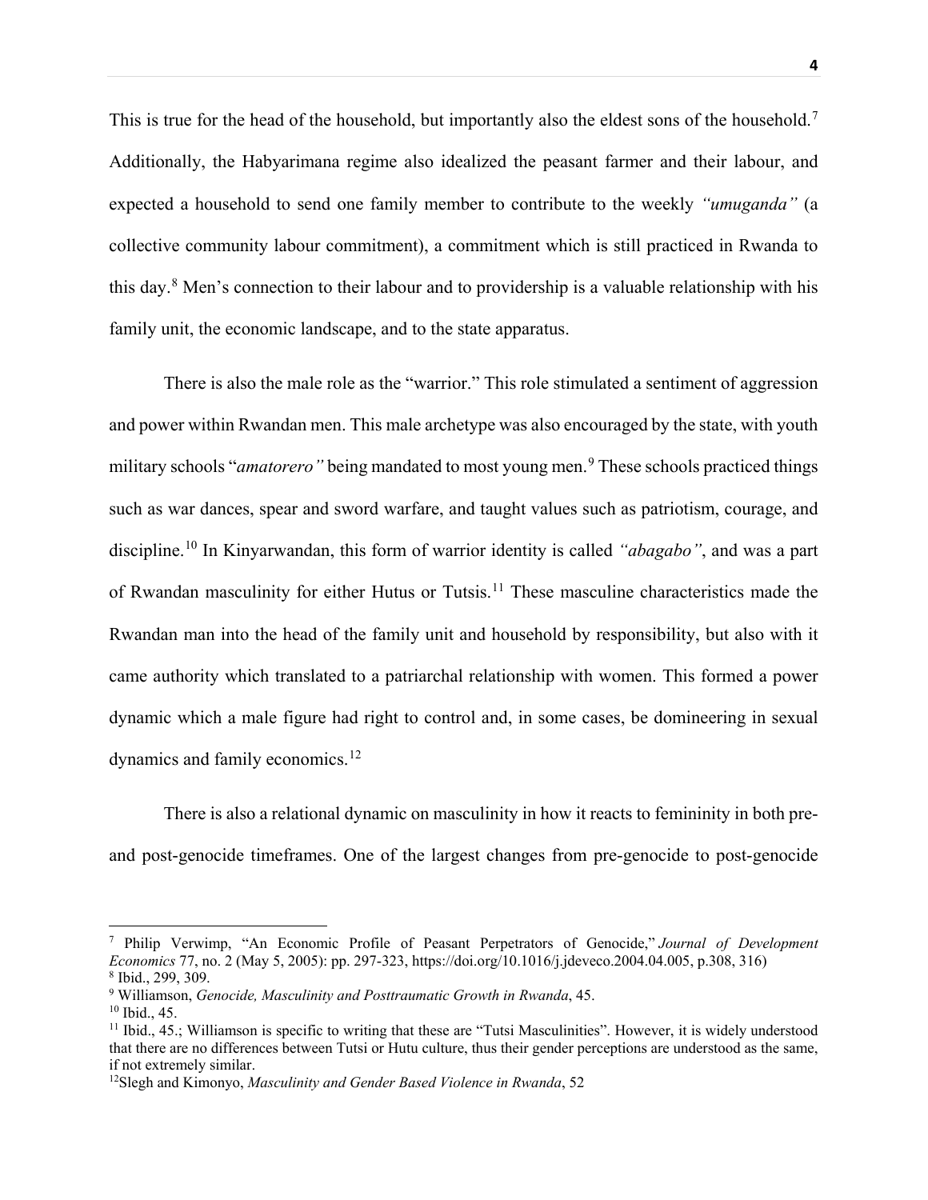This is true for the head of the household, but importantly also the eldest sons of the household.[7] Additionally, the Habyarimana regime also idealized the peasant farmer and their labour, and expected a household to send one family member to contribute to the weekly *"umuganda"* (a collective community labour commitment), a commitment which is still practiced in Rwanda to this day.[8] Men's connection to their labour and to providership is a valuable relationship with his family unit, the economic landscape, and to the state apparatus.

There is also the male role as the "warrior." This role stimulated a sentiment of aggression and power within Rwandan men. This male archetype was also encouraged by the state, with youth military schools "*amatorero"* being mandated to most young men.[9] These schools practiced things such as war dances, spear and sword warfare, and taught values such as patriotism, courage, and discipline.[10] In Kinyarwandan, this form of warrior identity is called *"abagabo"*, and was a part of Rwandan masculinity for either Hutus or Tutsis.[11] These masculine characteristics made the Rwandan man into the head of the family unit and household by responsibility, but also with it came authority which translated to a patriarchal relationship with women. This formed a power dynamic which a male figure had right to control and, in some cases, be domineering in sexual dynamics and family economics.[12]

There is also a relational dynamic on masculinity in how it reacts to femininity in both pre- and post-genocide timeframes. One of the largest changes from pre-genocide to post-genocide

---

[7] Philip Verwimp, "An Economic Profile of Peasant Perpetrators of Genocide," *Journal of Development Economics* 77, no. 2 (May 5, 2005): pp. 297-323, https://doi.org/10.1016/j.jdeveco.2004.04.005, p.308, 316)

[8] Ibid., 299, 309.

[9] Williamson, *Genocide, Masculinity and Posttraumatic Growth in Rwanda*, 45.

[10] Ibid., 45.

[11] Ibid., 45.; Williamson is specific to writing that these are "Tutsi Masculinities". However, it is widely understood that there are no differences between Tutsi or Hutu culture, thus their gender perceptions are understood as the same, if not extremely similar.

[12] Slegh and Kimonyo, *Masculinity and Gender Based Violence in Rwanda*, 52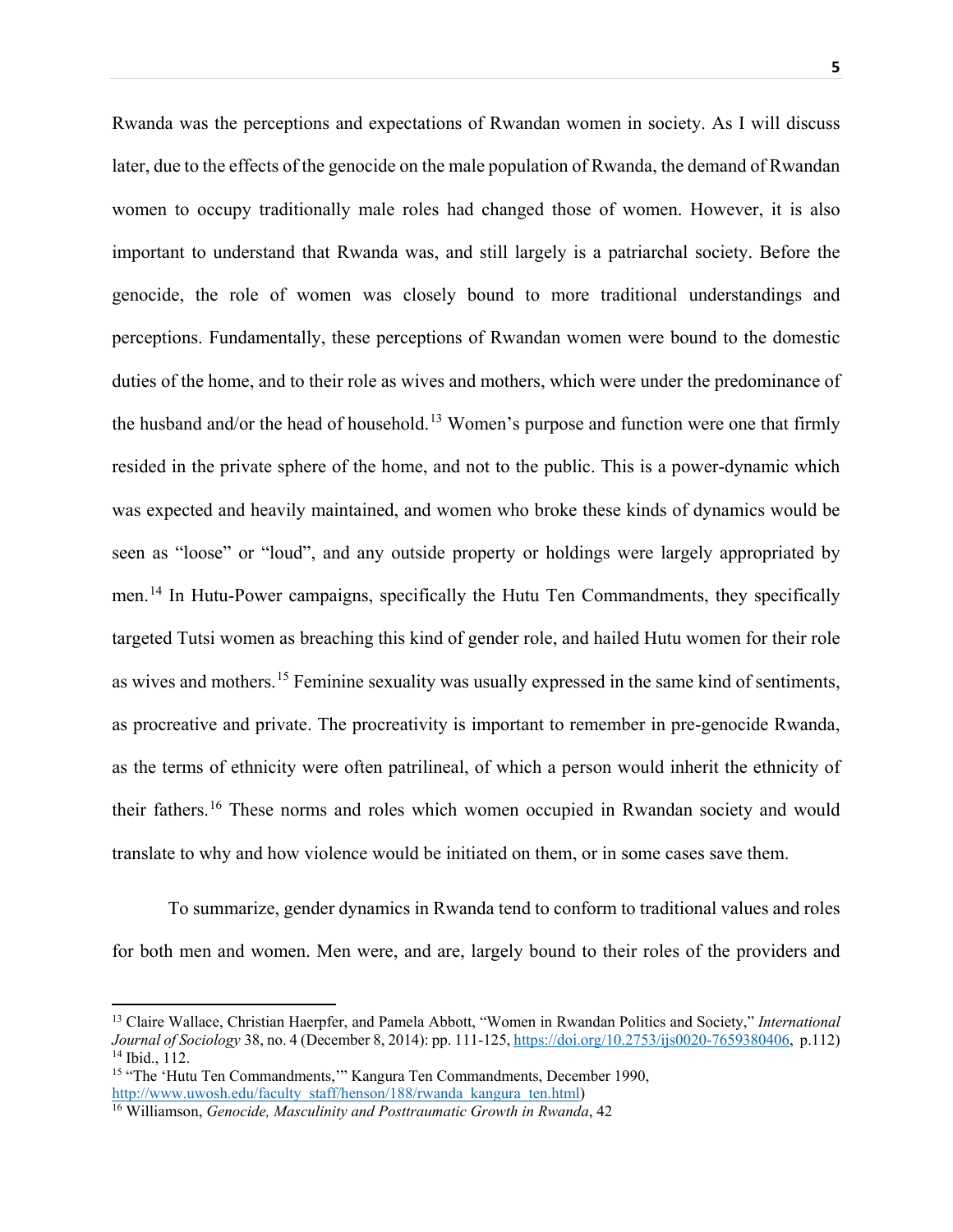Rwanda was the perceptions and expectations of Rwandan women in society. As I will discuss later, due to the effects of the genocide on the male population of Rwanda, the demand of Rwandan women to occupy traditionally male roles had changed those of women. However, it is also important to understand that Rwanda was, and still largely is a patriarchal society. Before the genocide, the role of women was closely bound to more traditional understandings and perceptions. Fundamentally, these perceptions of Rwandan women were bound to the domestic duties of the home, and to their role as wives and mothers, which were under the predominance of the husband and/or the head of household.[13] Women's purpose and function were one that firmly resided in the private sphere of the home, and not to the public. This is a power-dynamic which was expected and heavily maintained, and women who broke these kinds of dynamics would be seen as "loose" or "loud", and any outside property or holdings were largely appropriated by men.[14] In Hutu-Power campaigns, specifically the Hutu Ten Commandments, they specifically targeted Tutsi women as breaching this kind of gender role, and hailed Hutu women for their role as wives and mothers.[15] Feminine sexuality was usually expressed in the same kind of sentiments, as procreative and private. The procreativity is important to remember in pre-genocide Rwanda, as the terms of ethnicity were often patrilineal, of which a person would inherit the ethnicity of their fathers.[16] These norms and roles which women occupied in Rwandan society and would translate to why and how violence would be initiated on them, or in some cases save them.

To summarize, gender dynamics in Rwanda tend to conform to traditional values and roles for both men and women. Men were, and are, largely bound to their roles of the providers and

---

[13] Claire Wallace, Christian Haerpfer, and Pamela Abbott, "Women in Rwandan Politics and Society," *International Journal of Sociology* 38, no. 4 (December 8, 2014): pp. 111-125, https://doi.org/10.2753/ijs0020-7659380406, p.112)

[14] Ibid., 112.

[15] "The 'Hutu Ten Commandments,'" Kangura Ten Commandments, December 1990, http://www.uwosh.edu/faculty_staff/henson/188/rwanda_kangura_ten.html)

[16] Williamson, *Genocide, Masculinity and Posttraumatic Growth in Rwanda*, 42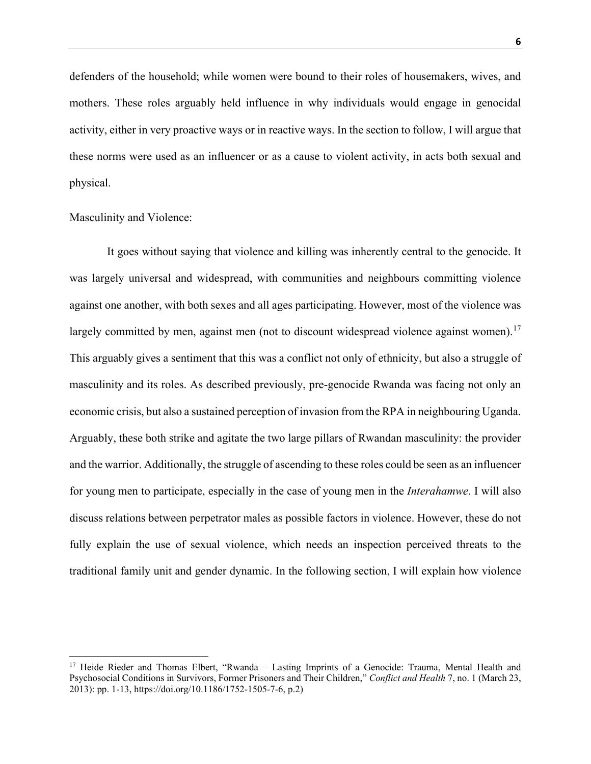defenders of the household; while women were bound to their roles of housemakers, wives, and mothers. These roles arguably held influence in why individuals would engage in genocidal activity, either in very proactive ways or in reactive ways. In the section to follow, I will argue that these norms were used as an influencer or as a cause to violent activity, in acts both sexual and physical.

Masculinity and Violence:

It goes without saying that violence and killing was inherently central to the genocide. It was largely universal and widespread, with communities and neighbours committing violence against one another, with both sexes and all ages participating. However, most of the violence was largely committed by men, against men (not to discount widespread violence against women).[17] This arguably gives a sentiment that this was a conflict not only of ethnicity, but also a struggle of masculinity and its roles. As described previously, pre-genocide Rwanda was facing not only an economic crisis, but also a sustained perception of invasion from the RPA in neighbouring Uganda. Arguably, these both strike and agitate the two large pillars of Rwandan masculinity: the provider and the warrior. Additionally, the struggle of ascending to these roles could be seen as an influencer for young men to participate, especially in the case of young men in the *Interahamwe*. I will also discuss relations between perpetrator males as possible factors in violence. However, these do not fully explain the use of sexual violence, which needs an inspection perceived threats to the traditional family unit and gender dynamic. In the following section, I will explain how violence

---

[17] Heide Rieder and Thomas Elbert, "Rwanda – Lasting Imprints of a Genocide: Trauma, Mental Health and Psychosocial Conditions in Survivors, Former Prisoners and Their Children," *Conflict and Health* 7, no. 1 (March 23, 2013): pp. 1-13, https://doi.org/10.1186/1752-1505-7-6, p.2)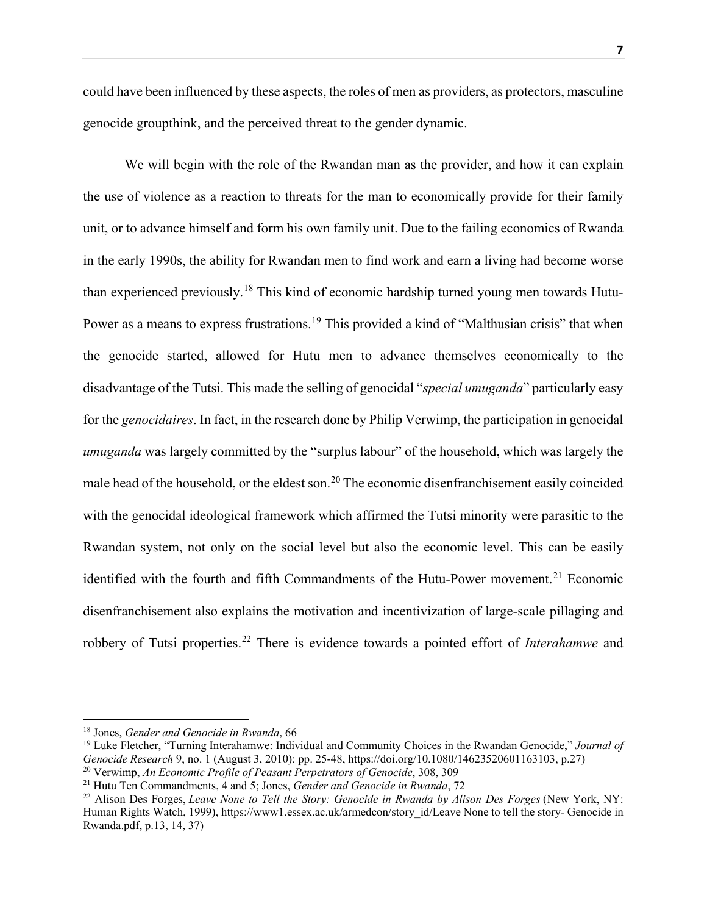could have been influenced by these aspects, the roles of men as providers, as protectors, masculine genocide groupthink, and the perceived threat to the gender dynamic.

We will begin with the role of the Rwandan man as the provider, and how it can explain the use of violence as a reaction to threats for the man to economically provide for their family unit, or to advance himself and form his own family unit. Due to the failing economics of Rwanda in the early 1990s, the ability for Rwandan men to find work and earn a living had become worse than experienced previously.[18] This kind of economic hardship turned young men towards Hutu-Power as a means to express frustrations.[19] This provided a kind of "Malthusian crisis" that when the genocide started, allowed for Hutu men to advance themselves economically to the disadvantage of the Tutsi. This made the selling of genocidal "*special umuganda*" particularly easy for the *genocidaires*. In fact, in the research done by Philip Verwimp, the participation in genocidal *umuganda* was largely committed by the "surplus labour" of the household, which was largely the male head of the household, or the eldest son.[20] The economic disenfranchisement easily coincided with the genocidal ideological framework which affirmed the Tutsi minority were parasitic to the Rwandan system, not only on the social level but also the economic level. This can be easily identified with the fourth and fifth Commandments of the Hutu-Power movement.[21] Economic disenfranchisement also explains the motivation and incentivization of large-scale pillaging and robbery of Tutsi properties.[22] There is evidence towards a pointed effort of *Interahamwe* and

---

[18] Jones, *Gender and Genocide in Rwanda*, 66

[19] Luke Fletcher, "Turning Interahamwe: Individual and Community Choices in the Rwandan Genocide," *Journal of Genocide Research* 9, no. 1 (August 3, 2010): pp. 25-48, https://doi.org/10.1080/14623520601163103, p.27)

[20] Verwimp, *An Economic Profile of Peasant Perpetrators of Genocide*, 308, 309

[21] Hutu Ten Commandments, 4 and 5; Jones, *Gender and Genocide in Rwanda*, 72

[22] Alison Des Forges, *Leave None to Tell the Story: Genocide in Rwanda by Alison Des Forges* (New York, NY: Human Rights Watch, 1999), https://www1.essex.ac.uk/armedcon/story_id/Leave None to tell the story- Genocide in Rwanda.pdf, p.13, 14, 37)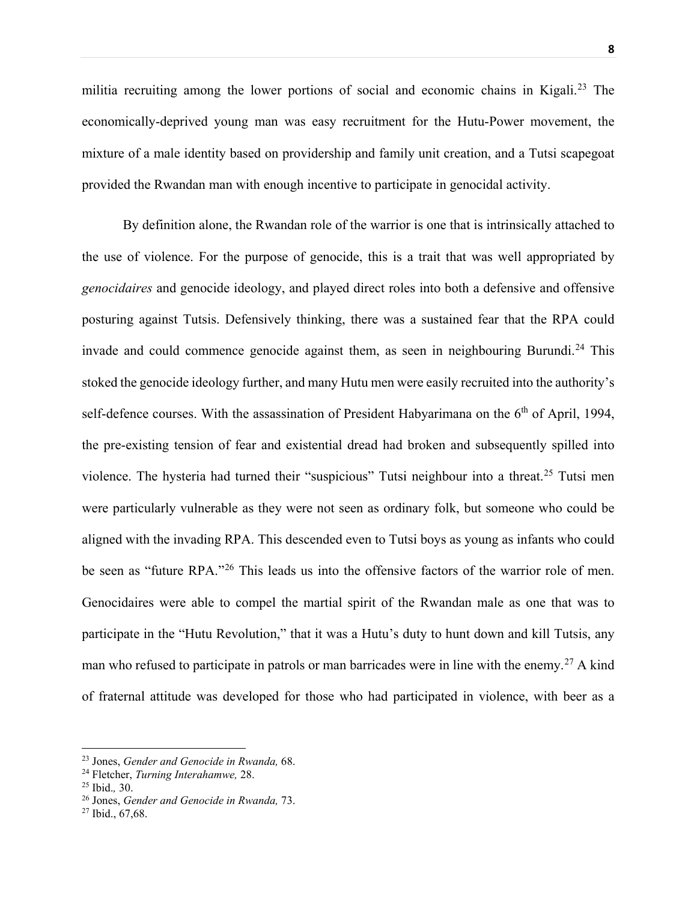militia recruiting among the lower portions of social and economic chains in Kigali.[23] The economically-deprived young man was easy recruitment for the Hutu-Power movement, the mixture of a male identity based on providership and family unit creation, and a Tutsi scapegoat provided the Rwandan man with enough incentive to participate in genocidal activity.

By definition alone, the Rwandan role of the warrior is one that is intrinsically attached to the use of violence. For the purpose of genocide, this is a trait that was well appropriated by *genocidaires* and genocide ideology, and played direct roles into both a defensive and offensive posturing against Tutsis. Defensively thinking, there was a sustained fear that the RPA could invade and could commence genocide against them, as seen in neighbouring Burundi.[24] This stoked the genocide ideology further, and many Hutu men were easily recruited into the authority's self-defence courses. With the assassination of President Habyarimana on the 6th of April, 1994, the pre-existing tension of fear and existential dread had broken and subsequently spilled into violence. The hysteria had turned their "suspicious" Tutsi neighbour into a threat.[25] Tutsi men were particularly vulnerable as they were not seen as ordinary folk, but someone who could be aligned with the invading RPA. This descended even to Tutsi boys as young as infants who could be seen as "future RPA."[26] This leads us into the offensive factors of the warrior role of men. Genocidaires were able to compel the martial spirit of the Rwandan male as one that was to participate in the "Hutu Revolution," that it was a Hutu's duty to hunt down and kill Tutsis, any man who refused to participate in patrols or man barricades were in line with the enemy.[27] A kind of fraternal attitude was developed for those who had participated in violence, with beer as a

---

[23] Jones, *Gender and Genocide in Rwanda,* 68.

[24] Fletcher, *Turning Interahamwe,* 28.

[25] Ibid.*,* 30.

[26] Jones, *Gender and Genocide in Rwanda,* 73.

[27] Ibid., 67,68.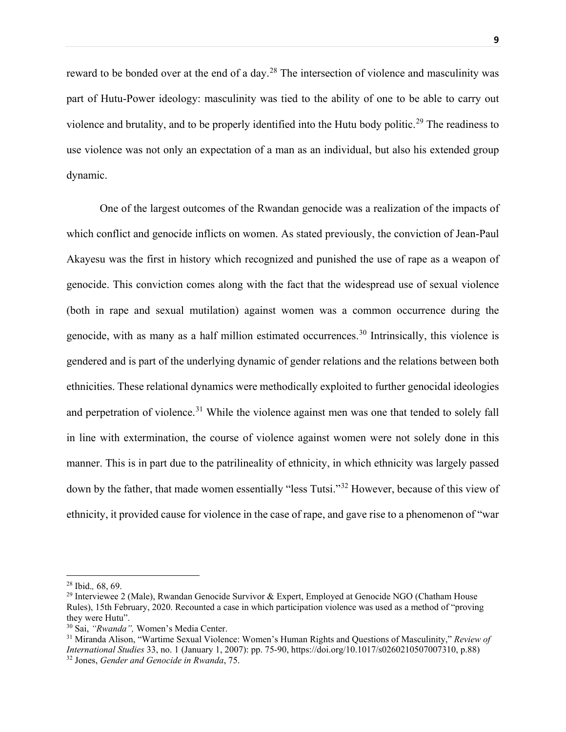reward to be bonded over at the end of a day.[28] The intersection of violence and masculinity was part of Hutu-Power ideology: masculinity was tied to the ability of one to be able to carry out violence and brutality, and to be properly identified into the Hutu body politic.[29] The readiness to use violence was not only an expectation of a man as an individual, but also his extended group dynamic.

One of the largest outcomes of the Rwandan genocide was a realization of the impacts of which conflict and genocide inflicts on women. As stated previously, the conviction of Jean-Paul Akayesu was the first in history which recognized and punished the use of rape as a weapon of genocide. This conviction comes along with the fact that the widespread use of sexual violence (both in rape and sexual mutilation) against women was a common occurrence during the genocide, with as many as a half million estimated occurrences.[30] Intrinsically, this violence is gendered and is part of the underlying dynamic of gender relations and the relations between both ethnicities. These relational dynamics were methodically exploited to further genocidal ideologies and perpetration of violence.[31] While the violence against men was one that tended to solely fall in line with extermination, the course of violence against women were not solely done in this manner. This is in part due to the patrilineality of ethnicity, in which ethnicity was largely passed down by the father, that made women essentially "less Tutsi."[32] However, because of this view of ethnicity, it provided cause for violence in the case of rape, and gave rise to a phenomenon of "war

---

[28] Ibid., 68, 69.

[29] Interviewee 2 (Male), Rwandan Genocide Survivor & Expert, Employed at Genocide NGO (Chatham House Rules), 15th February, 2020. Recounted a case in which participation violence was used as a method of "proving they were Hutu".

[30] Sai, *"Rwanda",* Women's Media Center.

[31] Miranda Alison, "Wartime Sexual Violence: Women's Human Rights and Questions of Masculinity," *Review of International Studies* 33, no. 1 (January 1, 2007): pp. 75-90, https://doi.org/10.1017/s0260210507007310, p.88)

[32] Jones, *Gender and Genocide in Rwanda*, 75.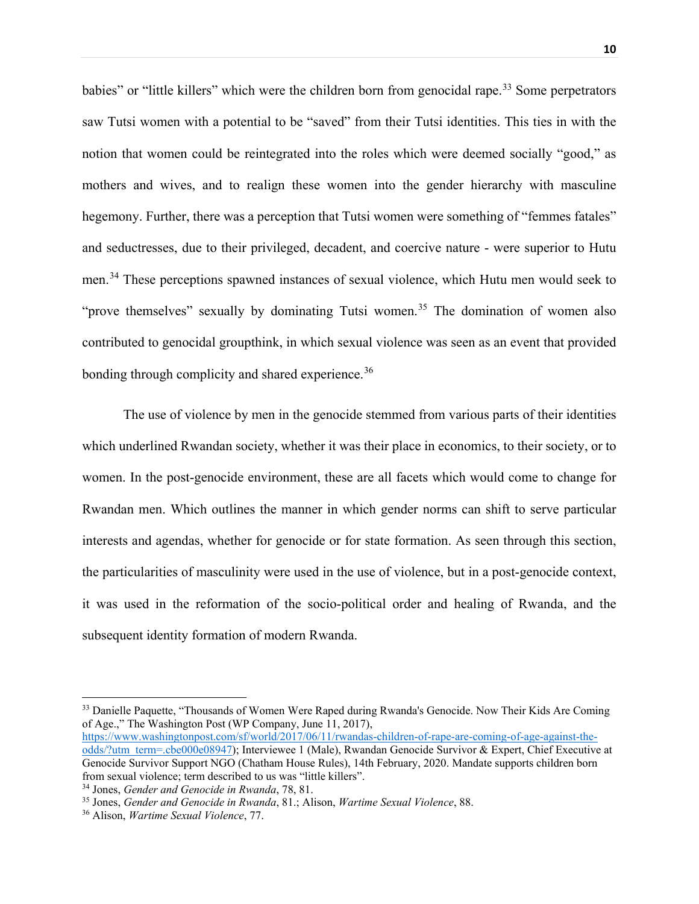babies" or "little killers" which were the children born from genocidal rape.[33] Some perpetrators saw Tutsi women with a potential to be "saved" from their Tutsi identities. This ties in with the notion that women could be reintegrated into the roles which were deemed socially "good," as mothers and wives, and to realign these women into the gender hierarchy with masculine hegemony. Further, there was a perception that Tutsi women were something of "femmes fatales" and seductresses, due to their privileged, decadent, and coercive nature - were superior to Hutu men.[34] These perceptions spawned instances of sexual violence, which Hutu men would seek to "prove themselves" sexually by dominating Tutsi women.[35] The domination of women also contributed to genocidal groupthink, in which sexual violence was seen as an event that provided bonding through complicity and shared experience.[36]

The use of violence by men in the genocide stemmed from various parts of their identities which underlined Rwandan society, whether it was their place in economics, to their society, or to women. In the post-genocide environment, these are all facets which would come to change for Rwandan men. Which outlines the manner in which gender norms can shift to serve particular interests and agendas, whether for genocide or for state formation. As seen through this section, the particularities of masculinity were used in the use of violence, but in a post-genocide context, it was used in the reformation of the socio-political order and healing of Rwanda, and the subsequent identity formation of modern Rwanda.

---

[33] Danielle Paquette, "Thousands of Women Were Raped during Rwanda's Genocide. Now Their Kids Are Coming of Age.," The Washington Post (WP Company, June 11, 2017), https://www.washingtonpost.com/sf/world/2017/06/11/rwandas-children-of-rape-are-coming-of-age-against-the-odds/?utm_term=.cbe000e08947); Interviewee 1 (Male), Rwandan Genocide Survivor & Expert, Chief Executive at Genocide Survivor Support NGO (Chatham House Rules), 14th February, 2020. Mandate supports children born from sexual violence; term described to us was "little killers".

[34] Jones, *Gender and Genocide in Rwanda*, 78, 81.

[35] Jones, *Gender and Genocide in Rwanda*, 81.; Alison, *Wartime Sexual Violence*, 88.

[36] Alison, *Wartime Sexual Violence*, 77.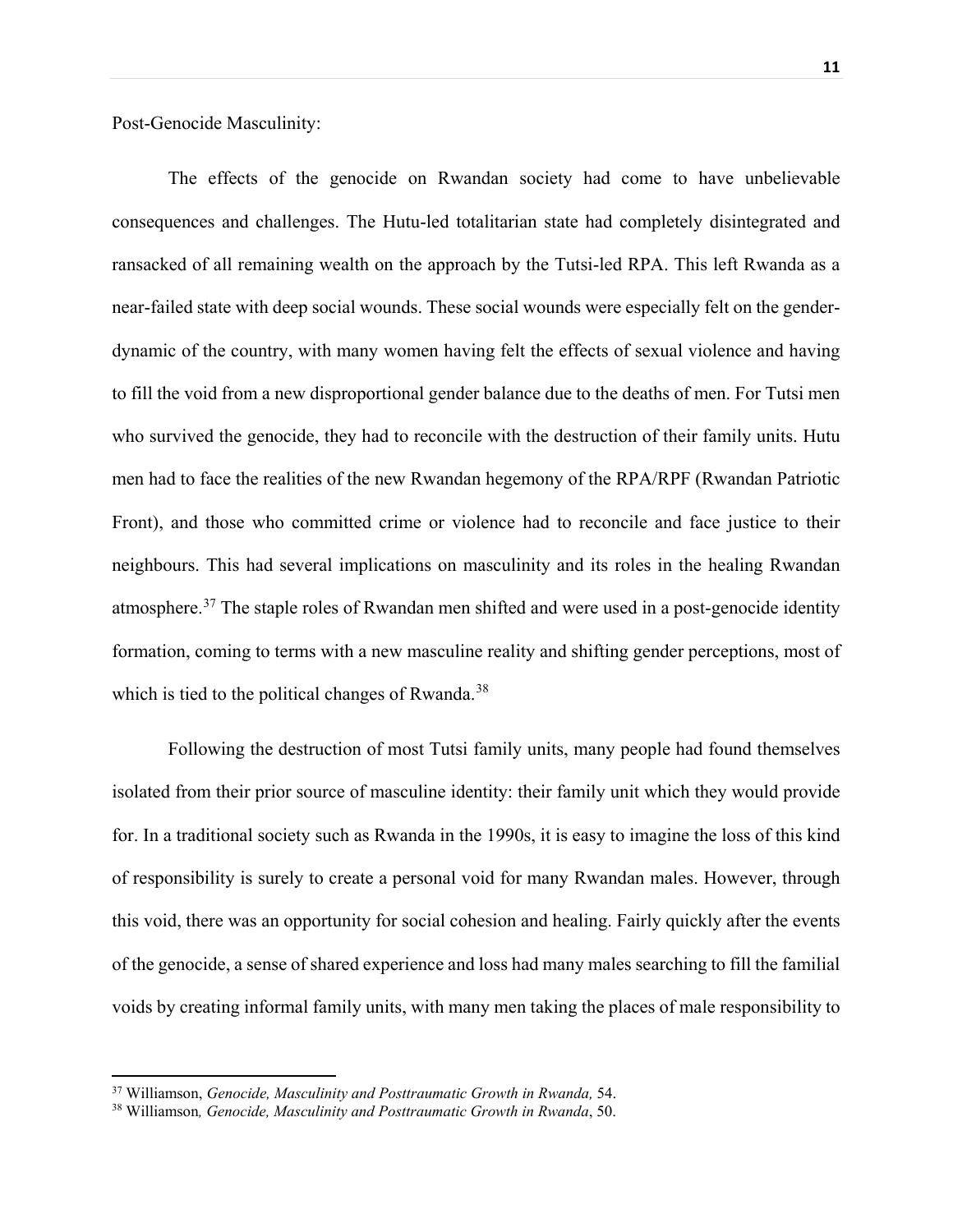Post-Genocide Masculinity:

The effects of the genocide on Rwandan society had come to have unbelievable consequences and challenges. The Hutu-led totalitarian state had completely disintegrated and ransacked of all remaining wealth on the approach by the Tutsi-led RPA. This left Rwanda as a near-failed state with deep social wounds. These social wounds were especially felt on the gender-dynamic of the country, with many women having felt the effects of sexual violence and having to fill the void from a new disproportional gender balance due to the deaths of men. For Tutsi men who survived the genocide, they had to reconcile with the destruction of their family units. Hutu men had to face the realities of the new Rwandan hegemony of the RPA/RPF (Rwandan Patriotic Front), and those who committed crime or violence had to reconcile and face justice to their neighbours. This had several implications on masculinity and its roles in the healing Rwandan atmosphere.[37] The staple roles of Rwandan men shifted and were used in a post-genocide identity formation, coming to terms with a new masculine reality and shifting gender perceptions, most of which is tied to the political changes of Rwanda.[38]

Following the destruction of most Tutsi family units, many people had found themselves isolated from their prior source of masculine identity: their family unit which they would provide for. In a traditional society such as Rwanda in the 1990s, it is easy to imagine the loss of this kind of responsibility is surely to create a personal void for many Rwandan males. However, through this void, there was an opportunity for social cohesion and healing. Fairly quickly after the events of the genocide, a sense of shared experience and loss had many males searching to fill the familial voids by creating informal family units, with many men taking the places of male responsibility to

---

[37] Williamson, *Genocide, Masculinity and Posttraumatic Growth in Rwanda,* 54.

[38] Williamson*, Genocide, Masculinity and Posttraumatic Growth in Rwanda*, 50.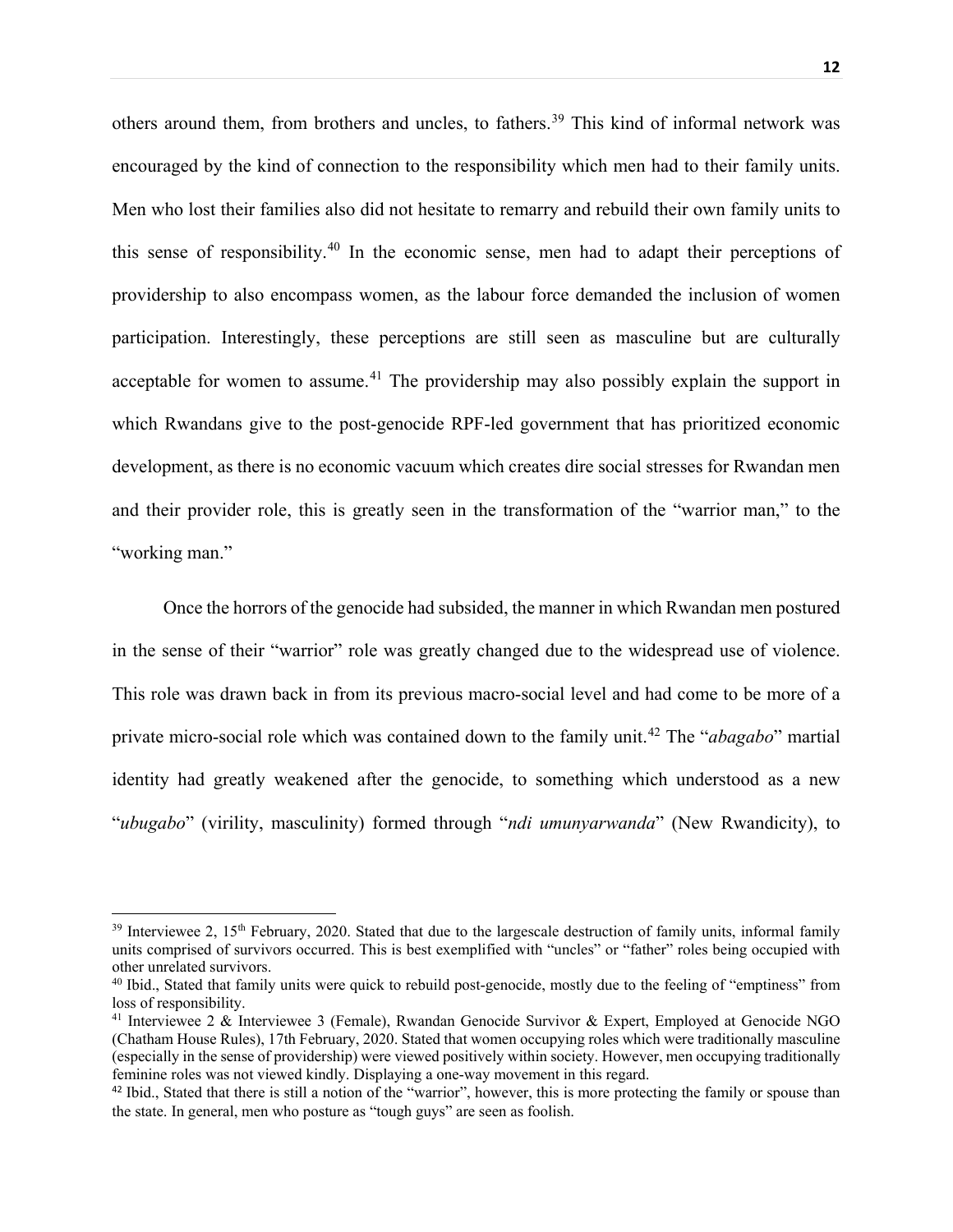others around them, from brothers and uncles, to fathers.[39] This kind of informal network was encouraged by the kind of connection to the responsibility which men had to their family units. Men who lost their families also did not hesitate to remarry and rebuild their own family units to this sense of responsibility.[40] In the economic sense, men had to adapt their perceptions of providership to also encompass women, as the labour force demanded the inclusion of women participation. Interestingly, these perceptions are still seen as masculine but are culturally acceptable for women to assume.[41] The providership may also possibly explain the support in which Rwandans give to the post-genocide RPF-led government that has prioritized economic development, as there is no economic vacuum which creates dire social stresses for Rwandan men and their provider role, this is greatly seen in the transformation of the "warrior man," to the "working man."

Once the horrors of the genocide had subsided, the manner in which Rwandan men postured in the sense of their "warrior" role was greatly changed due to the widespread use of violence. This role was drawn back in from its previous macro-social level and had come to be more of a private micro-social role which was contained down to the family unit.[42] The "*abagabo*" martial identity had greatly weakened after the genocide, to something which understood as a new "*ubugabo*" (virility, masculinity) formed through "*ndi umunyarwanda*" (New Rwandicity), to

---

[39] Interviewee 2, 15th February, 2020. Stated that due to the largescale destruction of family units, informal family units comprised of survivors occurred. This is best exemplified with "uncles" or "father" roles being occupied with other unrelated survivors.

[40] Ibid., Stated that family units were quick to rebuild post-genocide, mostly due to the feeling of "emptiness" from loss of responsibility.

[41] Interviewee 2 & Interviewee 3 (Female), Rwandan Genocide Survivor & Expert, Employed at Genocide NGO (Chatham House Rules), 17th February, 2020. Stated that women occupying roles which were traditionally masculine (especially in the sense of providership) were viewed positively within society. However, men occupying traditionally feminine roles was not viewed kindly. Displaying a one-way movement in this regard.

[42] Ibid., Stated that there is still a notion of the "warrior", however, this is more protecting the family or spouse than the state. In general, men who posture as "tough guys" are seen as foolish.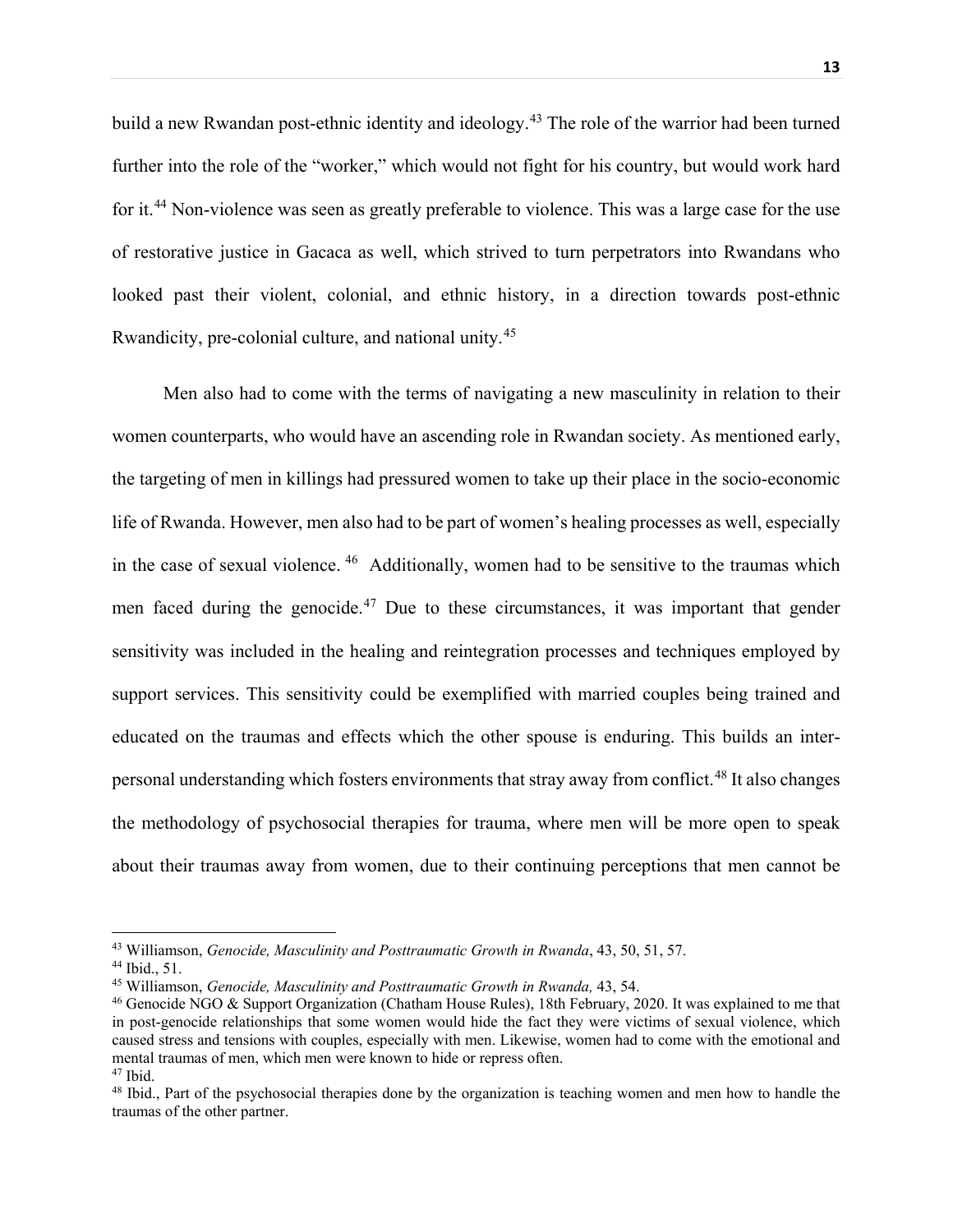build a new Rwandan post-ethnic identity and ideology.[43] The role of the warrior had been turned further into the role of the "worker," which would not fight for his country, but would work hard for it.[44] Non-violence was seen as greatly preferable to violence. This was a large case for the use of restorative justice in Gacaca as well, which strived to turn perpetrators into Rwandans who looked past their violent, colonial, and ethnic history, in a direction towards post-ethnic Rwandicity, pre-colonial culture, and national unity.[45]

Men also had to come with the terms of navigating a new masculinity in relation to their women counterparts, who would have an ascending role in Rwandan society. As mentioned early, the targeting of men in killings had pressured women to take up their place in the socio-economic life of Rwanda. However, men also had to be part of women's healing processes as well, especially in the case of sexual violence.[46] Additionally, women had to be sensitive to the traumas which men faced during the genocide.[47] Due to these circumstances, it was important that gender sensitivity was included in the healing and reintegration processes and techniques employed by support services. This sensitivity could be exemplified with married couples being trained and educated on the traumas and effects which the other spouse is enduring. This builds an inter-personal understanding which fosters environments that stray away from conflict.[48] It also changes the methodology of psychosocial therapies for trauma, where men will be more open to speak about their traumas away from women, due to their continuing perceptions that men cannot be

---

[43] Williamson, *Genocide, Masculinity and Posttraumatic Growth in Rwanda*, 43, 50, 51, 57.

[44] Ibid., 51.

[45] Williamson, *Genocide, Masculinity and Posttraumatic Growth in Rwanda,* 43, 54.

[46] Genocide NGO & Support Organization (Chatham House Rules), 18th February, 2020. It was explained to me that in post-genocide relationships that some women would hide the fact they were victims of sexual violence, which caused stress and tensions with couples, especially with men. Likewise, women had to come with the emotional and mental traumas of men, which men were known to hide or repress often.

[47] Ibid.

[48] Ibid., Part of the psychosocial therapies done by the organization is teaching women and men how to handle the traumas of the other partner.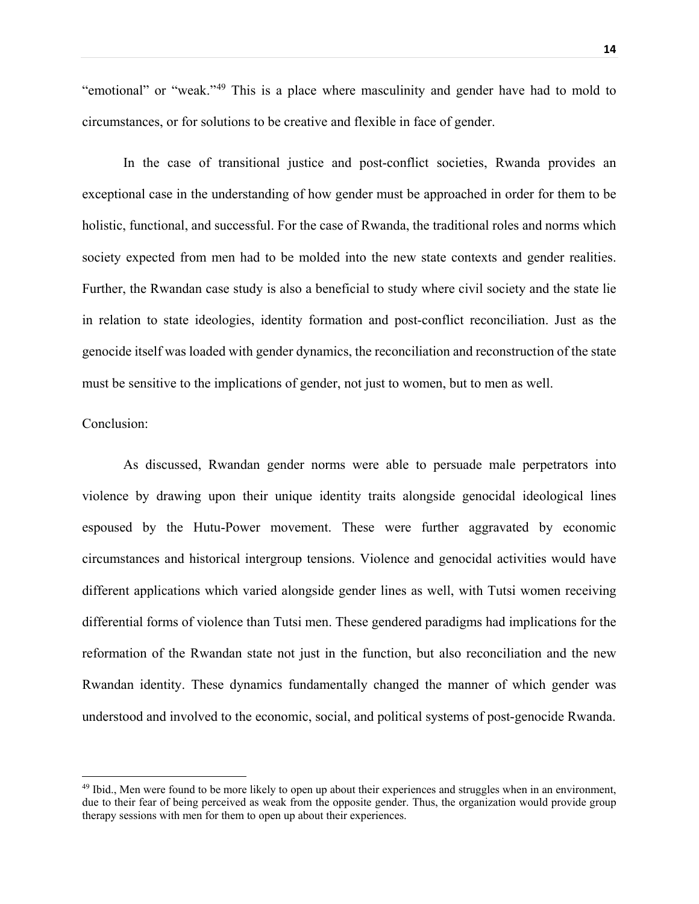"emotional" or "weak."[49] This is a place where masculinity and gender have had to mold to circumstances, or for solutions to be creative and flexible in face of gender.

In the case of transitional justice and post-conflict societies, Rwanda provides an exceptional case in the understanding of how gender must be approached in order for them to be holistic, functional, and successful. For the case of Rwanda, the traditional roles and norms which society expected from men had to be molded into the new state contexts and gender realities. Further, the Rwandan case study is also a beneficial to study where civil society and the state lie in relation to state ideologies, identity formation and post-conflict reconciliation. Just as the genocide itself was loaded with gender dynamics, the reconciliation and reconstruction of the state must be sensitive to the implications of gender, not just to women, but to men as well.

Conclusion:

As discussed, Rwandan gender norms were able to persuade male perpetrators into violence by drawing upon their unique identity traits alongside genocidal ideological lines espoused by the Hutu-Power movement. These were further aggravated by economic circumstances and historical intergroup tensions. Violence and genocidal activities would have different applications which varied alongside gender lines as well, with Tutsi women receiving differential forms of violence than Tutsi men. These gendered paradigms had implications for the reformation of the Rwandan state not just in the function, but also reconciliation and the new Rwandan identity. These dynamics fundamentally changed the manner of which gender was understood and involved to the economic, social, and political systems of post-genocide Rwanda.

---

[49] Ibid., Men were found to be more likely to open up about their experiences and struggles when in an environment, due to their fear of being perceived as weak from the opposite gender. Thus, the organization would provide group therapy sessions with men for them to open up about their experiences.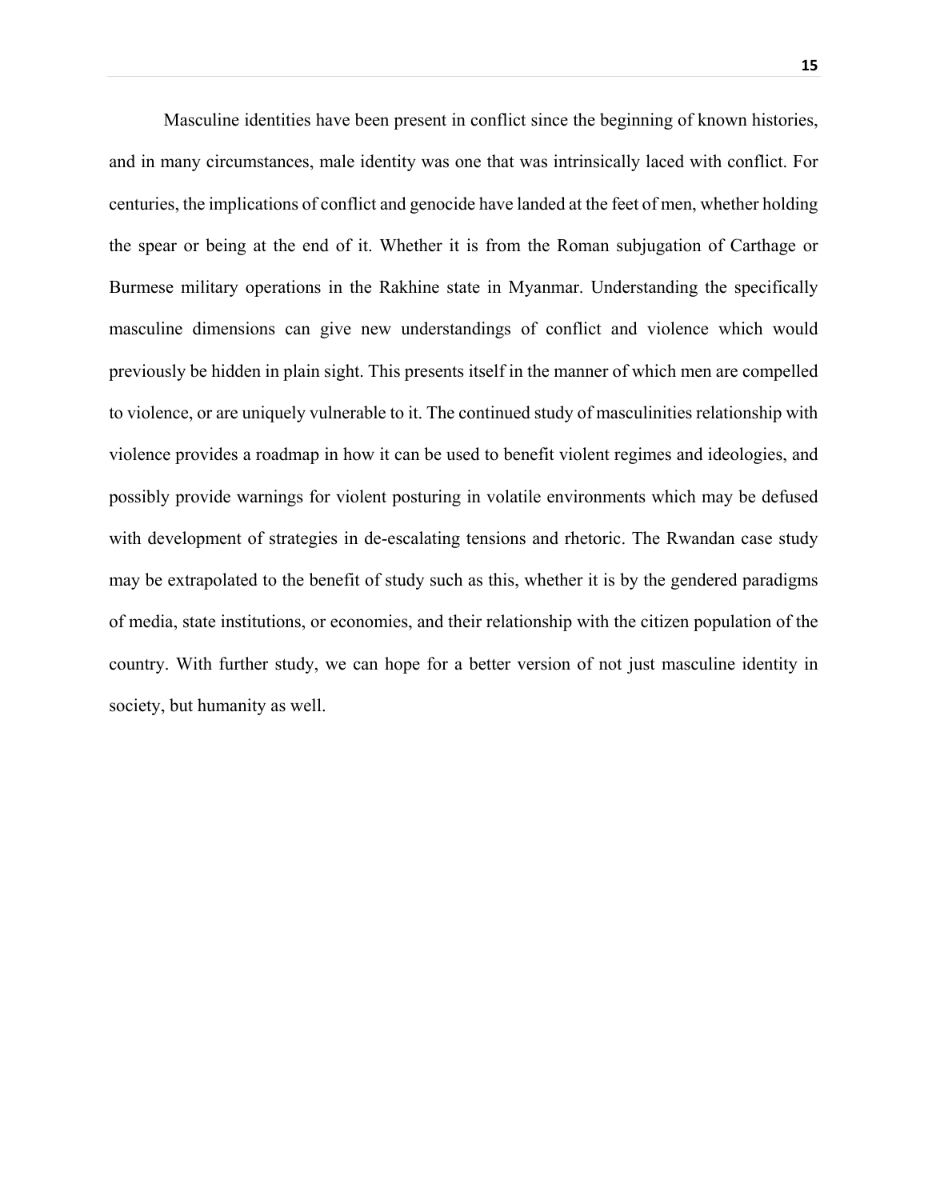Masculine identities have been present in conflict since the beginning of known histories, and in many circumstances, male identity was one that was intrinsically laced with conflict. For centuries, the implications of conflict and genocide have landed at the feet of men, whether holding the spear or being at the end of it. Whether it is from the Roman subjugation of Carthage or Burmese military operations in the Rakhine state in Myanmar. Understanding the specifically masculine dimensions can give new understandings of conflict and violence which would previously be hidden in plain sight. This presents itself in the manner of which men are compelled to violence, or are uniquely vulnerable to it. The continued study of masculinities relationship with violence provides a roadmap in how it can be used to benefit violent regimes and ideologies, and possibly provide warnings for violent posturing in volatile environments which may be defused with development of strategies in de-escalating tensions and rhetoric. The Rwandan case study may be extrapolated to the benefit of study such as this, whether it is by the gendered paradigms of media, state institutions, or economies, and their relationship with the citizen population of the country. With further study, we can hope for a better version of not just masculine identity in society, but humanity as well.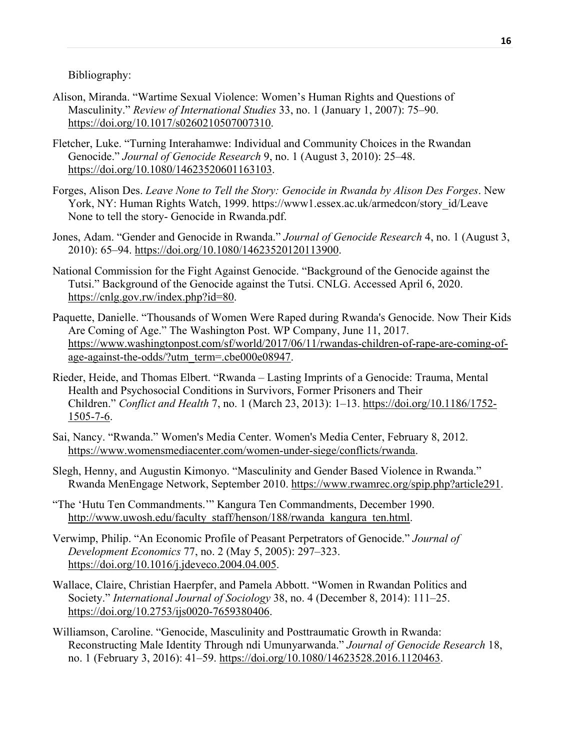Bibliography:

Alison, Miranda. "Wartime Sexual Violence: Women's Human Rights and Questions of Masculinity." *Review of International Studies* 33, no. 1 (January 1, 2007): 75–90. https://doi.org/10.1017/s0260210507007310.

Fletcher, Luke. "Turning Interahamwe: Individual and Community Choices in the Rwandan Genocide." *Journal of Genocide Research* 9, no. 1 (August 3, 2010): 25–48. https://doi.org/10.1080/14623520601163103.

Forges, Alison Des. *Leave None to Tell the Story: Genocide in Rwanda by Alison Des Forges*. New York, NY: Human Rights Watch, 1999. https://www1.essex.ac.uk/armedcon/story_id/Leave None to tell the story- Genocide in Rwanda.pdf.

Jones, Adam. "Gender and Genocide in Rwanda." *Journal of Genocide Research* 4, no. 1 (August 3, 2010): 65–94. https://doi.org/10.1080/14623520120113900.

National Commission for the Fight Against Genocide. "Background of the Genocide against the Tutsi." Background of the Genocide against the Tutsi. CNLG. Accessed April 6, 2020. https://cnlg.gov.rw/index.php?id=80.

Paquette, Danielle. "Thousands of Women Were Raped during Rwanda's Genocide. Now Their Kids Are Coming of Age." The Washington Post. WP Company, June 11, 2017. https://www.washingtonpost.com/sf/world/2017/06/11/rwandas-children-of-rape-are-coming-of-age-against-the-odds/?utm_term=.cbe000e08947.

Rieder, Heide, and Thomas Elbert. "Rwanda – Lasting Imprints of a Genocide: Trauma, Mental Health and Psychosocial Conditions in Survivors, Former Prisoners and Their Children." *Conflict and Health* 7, no. 1 (March 23, 2013): 1–13. https://doi.org/10.1186/1752-1505-7-6.

Sai, Nancy. "Rwanda." Women's Media Center. Women's Media Center, February 8, 2012. https://www.womensmediacenter.com/women-under-siege/conflicts/rwanda.

Slegh, Henny, and Augustin Kimonyo. "Masculinity and Gender Based Violence in Rwanda." Rwanda MenEngage Network, September 2010. https://www.rwamrec.org/spip.php?article291.

"The 'Hutu Ten Commandments.'" Kangura Ten Commandments, December 1990. http://www.uwosh.edu/faculty_staff/henson/188/rwanda_kangura_ten.html.

Verwimp, Philip. "An Economic Profile of Peasant Perpetrators of Genocide." *Journal of Development Economics* 77, no. 2 (May 5, 2005): 297–323. https://doi.org/10.1016/j.jdeveco.2004.04.005.

Wallace, Claire, Christian Haerpfer, and Pamela Abbott. "Women in Rwandan Politics and Society." *International Journal of Sociology* 38, no. 4 (December 8, 2014): 111–25. https://doi.org/10.2753/ijs0020-7659380406.

Williamson, Caroline. "Genocide, Masculinity and Posttraumatic Growth in Rwanda: Reconstructing Male Identity Through ndi Umunyarwanda." *Journal of Genocide Research* 18, no. 1 (February 3, 2016): 41–59. https://doi.org/10.1080/14623528.2016.1120463.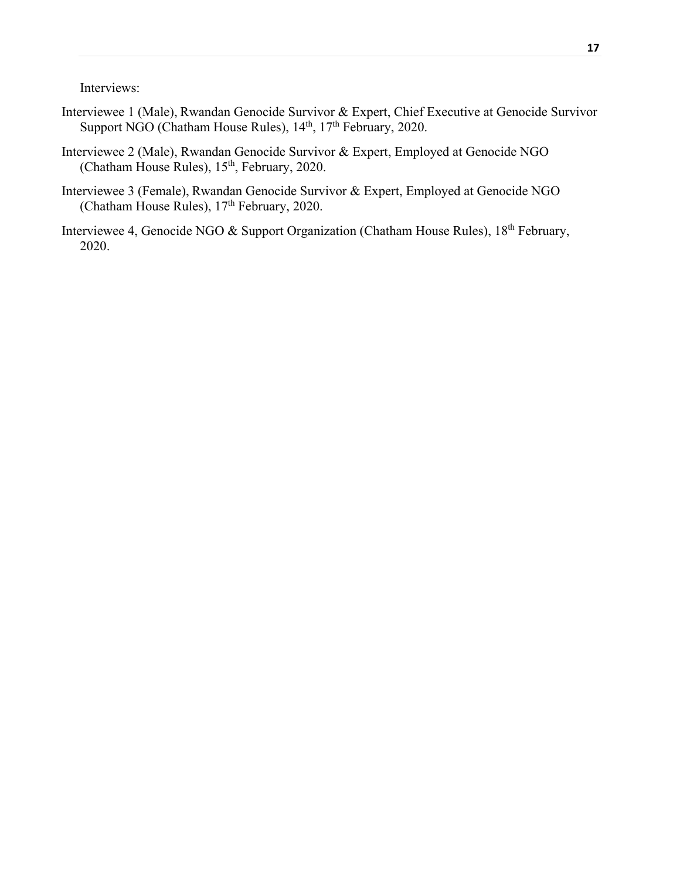Interviews:

Interviewee 1 (Male), Rwandan Genocide Survivor & Expert, Chief Executive at Genocide Survivor Support NGO (Chatham House Rules), 14th, 17th February, 2020.

Interviewee 2 (Male), Rwandan Genocide Survivor & Expert, Employed at Genocide NGO (Chatham House Rules), 15th, February, 2020.

Interviewee 3 (Female), Rwandan Genocide Survivor & Expert, Employed at Genocide NGO (Chatham House Rules), 17th February, 2020.

Interviewee 4, Genocide NGO & Support Organization (Chatham House Rules), 18th February, 2020.